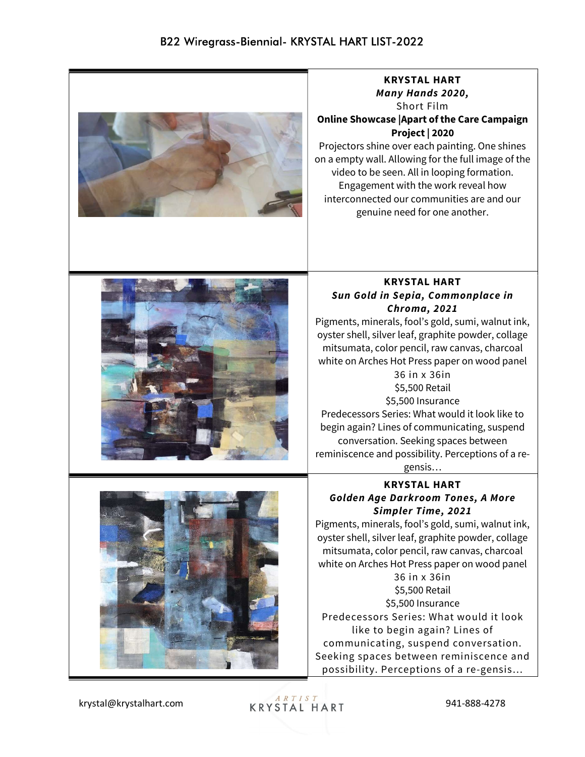# B22 Wiregrass-Biennial- KRYSTAL HART LIST-2022

**KRYSTAL HART**
***Many Hands 2020,***
Short Film
**Online Showcase |Apart of the Care Campaign Project | 2020**
Projectors shine over each painting. One shines on a empty wall. Allowing for the full image of the video to be seen. All in looping formation. Engagement with the work reveal how interconnected our communities are and our genuine need for one another.

**KRYSTAL HART**
***Sun Gold in Sepia, Commonplace in Chroma, 2021***
Pigments, minerals, fool's gold, sumi, walnut ink, oyster shell, silver leaf, graphite powder, collage mitsumata, color pencil, raw canvas, charcoal white on Arches Hot Press paper on wood panel
36 in x 36in
$5,500 Retail
$5,500 Insurance
Predecessors Series: What would it look like to begin again? Lines of communicating, suspend conversation. Seeking spaces between reminiscence and possibility. Perceptions of a re-gensis…

**KRYSTAL HART**
***Golden Age Darkroom Tones, A More Simpler Time, 2021***
Pigments, minerals, fool's gold, sumi, walnut ink, oyster shell, silver leaf, graphite powder, collage mitsumata, color pencil, raw canvas, charcoal white on Arches Hot Press paper on wood panel
36 in x 36in
$5,500 Retail
$5,500 Insurance
Predecessors Series: What would it look like to begin again? Lines of communicating, suspend conversation. Seeking spaces between reminiscence and possibility. Perceptions of a re-gensis…

krystal@krystalhart.com
ARTIST KRYSTAL HART
941-888-4278